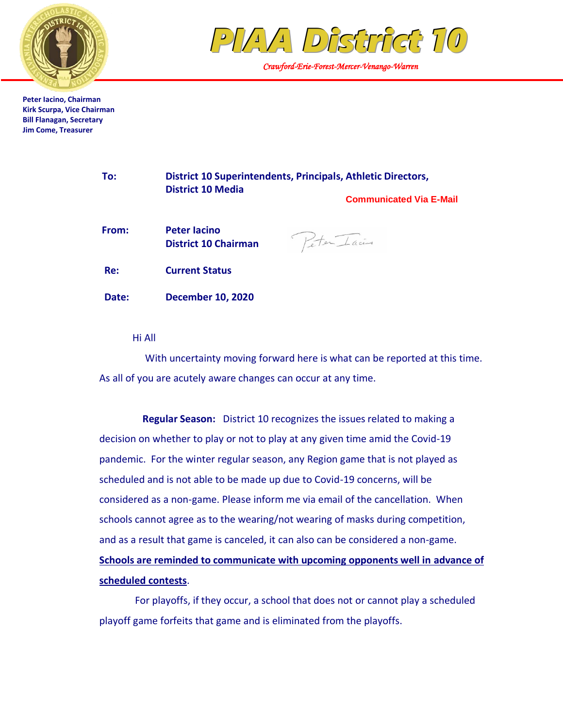# PIAA District 10

*Crawford-Erie-Forest-Mercer-Venango-Warren*

**Peter Iacino, Chairman**
**Kirk Scurpa, Vice Chairman**
**Bill Flanagan, Secretary**
**Jim Come, Treasurer**

**To:** **District 10 Superintendents, Principals, Athletic Directors, District 10 Media**

**Communicated Via E-Mail**

**From:** **Peter Iacino**
**District 10 Chairman**

**Re:** **Current Status**

**Date:** **December 10, 2020**

Hi All

With uncertainty moving forward here is what can be reported at this time. As all of you are acutely aware changes can occur at any time.

**Regular Season:** District 10 recognizes the issues related to making a decision on whether to play or not to play at any given time amid the Covid-19 pandemic. For the winter regular season, any Region game that is not played as scheduled and is not able to be made up due to Covid-19 concerns, will be considered as a non-game. Please inform me via email of the cancellation. When schools cannot agree as to the wearing/not wearing of masks during competition, and as a result that game is canceled, it also can be considered a non-game. **Schools are reminded to communicate with upcoming opponents well in advance of scheduled contests**.

For playoffs, if they occur, a school that does not or cannot play a scheduled playoff game forfeits that game and is eliminated from the playoffs.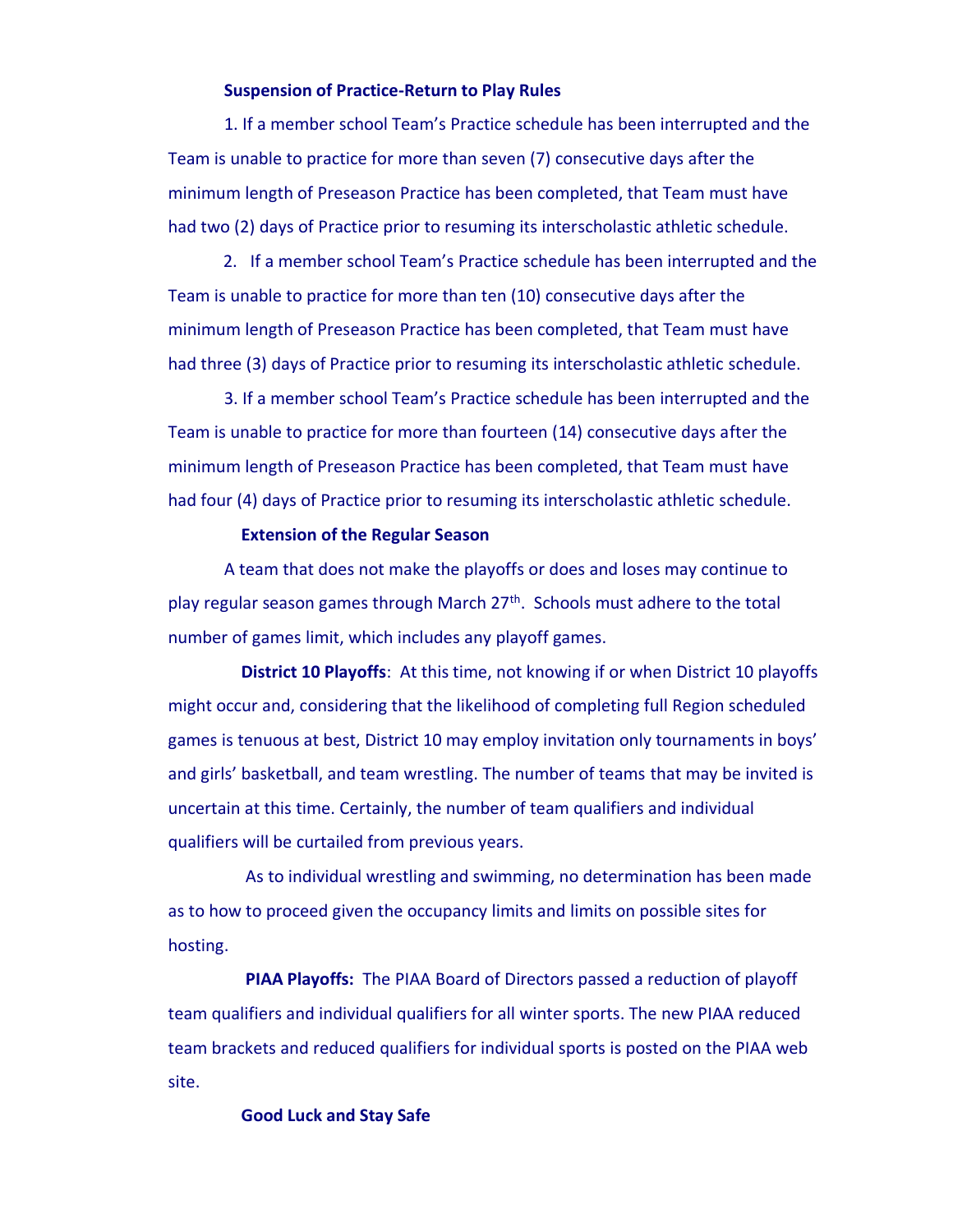**Suspension of Practice-Return to Play Rules**

1. If a member school Team's Practice schedule has been interrupted and the Team is unable to practice for more than seven (7) consecutive days after the minimum length of Preseason Practice has been completed, that Team must have had two (2) days of Practice prior to resuming its interscholastic athletic schedule.

2. If a member school Team's Practice schedule has been interrupted and the Team is unable to practice for more than ten (10) consecutive days after the minimum length of Preseason Practice has been completed, that Team must have had three (3) days of Practice prior to resuming its interscholastic athletic schedule.

3. If a member school Team's Practice schedule has been interrupted and the Team is unable to practice for more than fourteen (14) consecutive days after the minimum length of Preseason Practice has been completed, that Team must have had four (4) days of Practice prior to resuming its interscholastic athletic schedule.

**Extension of the Regular Season**

A team that does not make the playoffs or does and loses may continue to play regular season games through March 27th. Schools must adhere to the total number of games limit, which includes any playoff games.

**District 10 Playoffs**: At this time, not knowing if or when District 10 playoffs might occur and, considering that the likelihood of completing full Region scheduled games is tenuous at best, District 10 may employ invitation only tournaments in boys' and girls' basketball, and team wrestling. The number of teams that may be invited is uncertain at this time. Certainly, the number of team qualifiers and individual qualifiers will be curtailed from previous years.

As to individual wrestling and swimming, no determination has been made as to how to proceed given the occupancy limits and limits on possible sites for hosting.

**PIAA Playoffs:** The PIAA Board of Directors passed a reduction of playoff team qualifiers and individual qualifiers for all winter sports. The new PIAA reduced team brackets and reduced qualifiers for individual sports is posted on the PIAA web site.

**Good Luck and Stay Safe**